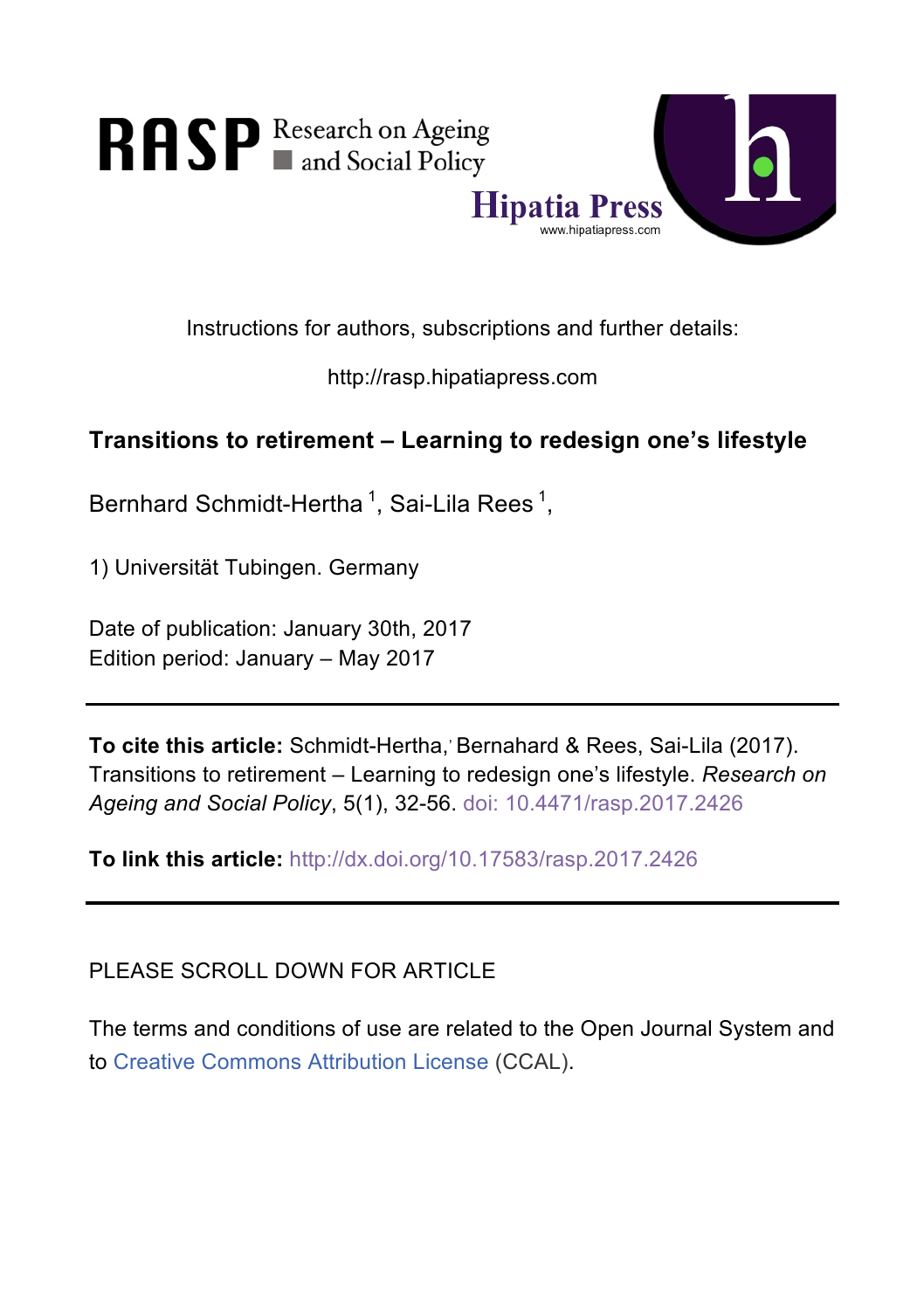RASP Research on Ageing and Social Policy

Hipatia Press
www.hipatiapress.com

Instructions for authors, subscriptions and further details:

http://rasp.hipatiapress.com

## Transitions to retirement – Learning to redesign one's lifestyle

Bernhard Schmidt-Hertha [1], Sai-Lila Rees [1],

1) Universität Tubingen. Germany

Date of publication: January 30th, 2017
Edition period: January – May 2017

---

**To cite this article:** Schmidt-Hertha,' Bernahard & Rees, Sai-Lila (2017). Transitions to retirement – Learning to redesign one's lifestyle. *Research on Ageing and Social Policy*, 5(1), 32-56. doi: 10.4471/rasp.2017.2426

**To link this article:** http://dx.doi.org/10.17583/rasp.2017.2426

---

PLEASE SCROLL DOWN FOR ARTICLE

The terms and conditions of use are related to the Open Journal System and to Creative Commons Attribution License (CCAL).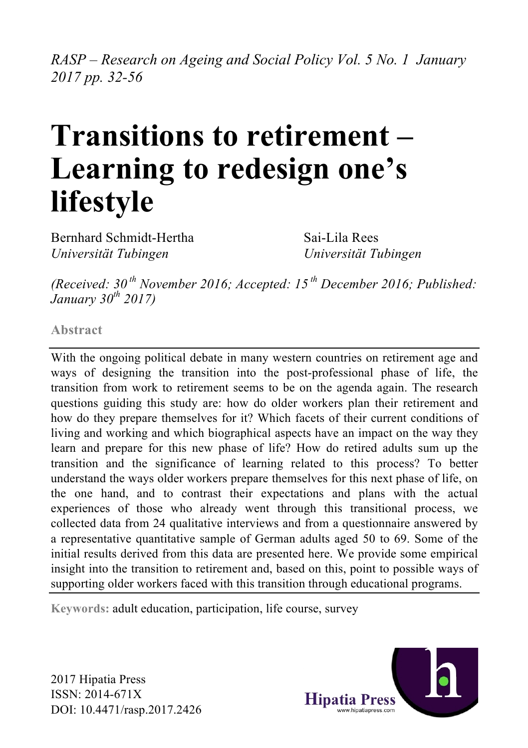*RASP – Research on Ageing and Social Policy Vol. 5 No. 1 January 2017 pp. 32-56*

# Transitions to retirement – Learning to redesign one's lifestyle

Bernhard Schmidt-Hertha
*Universität Tubingen*

Sai-Lila Rees
*Universität Tubingen*

*(Received: 30th November 2016; Accepted: 15th December 2016; Published: January 30th 2017)*

**Abstract**

With the ongoing political debate in many western countries on retirement age and ways of designing the transition into the post-professional phase of life, the transition from work to retirement seems to be on the agenda again. The research questions guiding this study are: how do older workers plan their retirement and how do they prepare themselves for it? Which facets of their current conditions of living and working and which biographical aspects have an impact on the way they learn and prepare for this new phase of life? How do retired adults sum up the transition and the significance of learning related to this process? To better understand the ways older workers prepare themselves for this next phase of life, on the one hand, and to contrast their expectations and plans with the actual experiences of those who already went through this transitional process, we collected data from 24 qualitative interviews and from a questionnaire answered by a representative quantitative sample of German adults aged 50 to 69. Some of the initial results derived from this data are presented here. We provide some empirical insight into the transition to retirement and, based on this, point to possible ways of supporting older workers faced with this transition through educational programs.

**Keywords:** adult education, participation, life course, survey

2017 Hipatia Press
ISSN: 2014-671X
DOI: 10.4471/rasp.2017.2426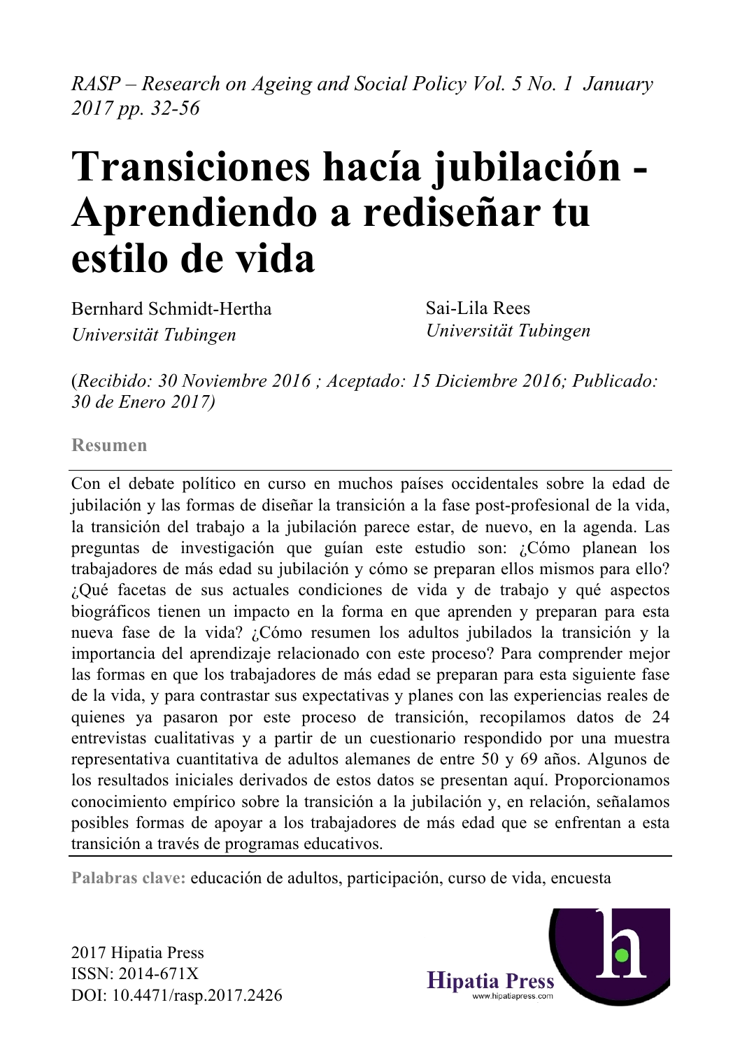*RASP – Research on Ageing and Social Policy Vol. 5 No. 1 January 2017 pp. 32-56*

# Transiciones hacía jubilación - Aprendiendo a rediseñar tu estilo de vida

Bernhard Schmidt-Hertha
*Universität Tubingen*

Sai-Lila Rees
*Universität Tubingen*

(*Recibido: 30 Noviembre 2016 ; Aceptado: 15 Diciembre 2016; Publicado: 30 de Enero 2017)*

**Resumen**

Con el debate político en curso en muchos países occidentales sobre la edad de jubilación y las formas de diseñar la transición a la fase post-profesional de la vida, la transición del trabajo a la jubilación parece estar, de nuevo, en la agenda. Las preguntas de investigación que guían este estudio son: ¿Cómo planean los trabajadores de más edad su jubilación y cómo se preparan ellos mismos para ello? ¿Qué facetas de sus actuales condiciones de vida y de trabajo y qué aspectos biográficos tienen un impacto en la forma en que aprenden y preparan para esta nueva fase de la vida? ¿Cómo resumen los adultos jubilados la transición y la importancia del aprendizaje relacionado con este proceso? Para comprender mejor las formas en que los trabajadores de más edad se preparan para esta siguiente fase de la vida, y para contrastar sus expectativas y planes con las experiencias reales de quienes ya pasaron por este proceso de transición, recopilamos datos de 24 entrevistas cualitativas y a partir de un cuestionario respondido por una muestra representativa cuantitativa de adultos alemanes de entre 50 y 69 años. Algunos de los resultados iniciales derivados de estos datos se presentan aquí. Proporcionamos conocimiento empírico sobre la transición a la jubilación y, en relación, señalamos posibles formas de apoyar a los trabajadores de más edad que se enfrentan a esta transición a través de programas educativos.

**Palabras clave:** educación de adultos, participación, curso de vida, encuesta

2017 Hipatia Press
ISSN: 2014-671X
DOI: 10.4471/rasp.2017.2426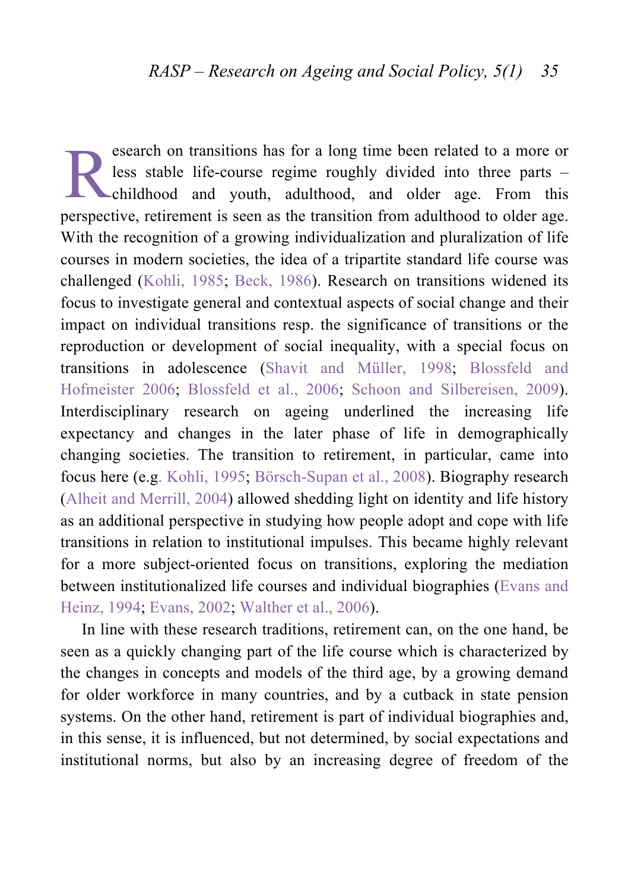Research on transitions has for a long time been related to a more or less stable life-course regime roughly divided into three parts – childhood and youth, adulthood, and older age. From this perspective, retirement is seen as the transition from adulthood to older age. With the recognition of a growing individualization and pluralization of life courses in modern societies, the idea of a tripartite standard life course was challenged (Kohli, 1985; Beck, 1986). Research on transitions widened its focus to investigate general and contextual aspects of social change and their impact on individual transitions resp. the significance of transitions or the reproduction or development of social inequality, with a special focus on transitions in adolescence (Shavit and Müller, 1998; Blossfeld and Hofmeister 2006; Blossfeld et al., 2006; Schoon and Silbereisen, 2009). Interdisciplinary research on ageing underlined the increasing life expectancy and changes in the later phase of life in demographically changing societies. The transition to retirement, in particular, came into focus here (e.g. Kohli, 1995; Börsch-Supan et al., 2008). Biography research (Alheit and Merrill, 2004) allowed shedding light on identity and life history as an additional perspective in studying how people adopt and cope with life transitions in relation to institutional impulses. This became highly relevant for a more subject-oriented focus on transitions, exploring the mediation between institutionalized life courses and individual biographies (Evans and Heinz, 1994; Evans, 2002; Walther et al., 2006).

In line with these research traditions, retirement can, on the one hand, be seen as a quickly changing part of the life course which is characterized by the changes in concepts and models of the third age, by a growing demand for older workforce in many countries, and by a cutback in state pension systems. On the other hand, retirement is part of individual biographies and, in this sense, it is influenced, but not determined, by social expectations and institutional norms, but also by an increasing degree of freedom of the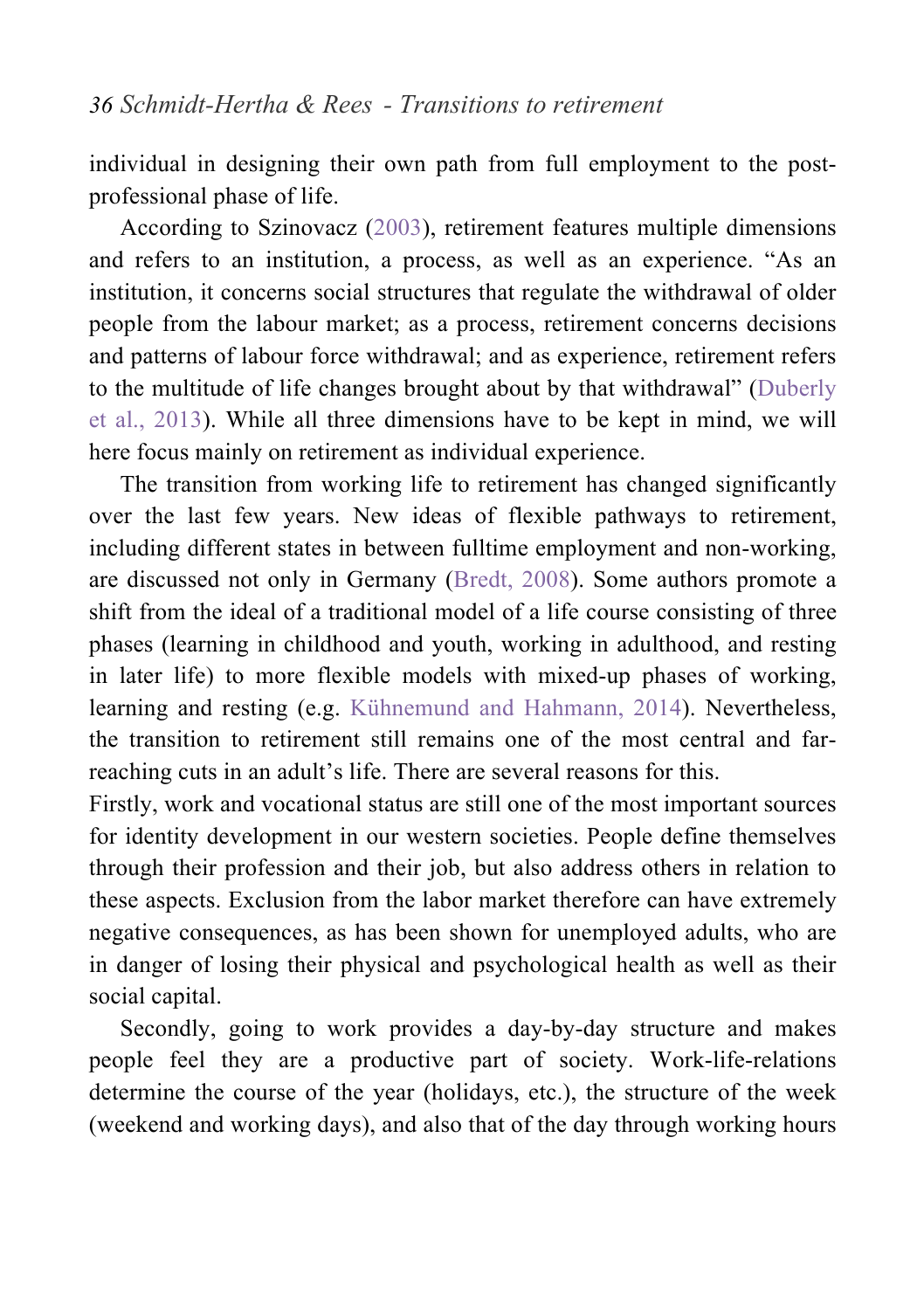individual in designing their own path from full employment to the post-professional phase of life.

According to Szinovacz (2003), retirement features multiple dimensions and refers to an institution, a process, as well as an experience. “As an institution, it concerns social structures that regulate the withdrawal of older people from the labour market; as a process, retirement concerns decisions and patterns of labour force withdrawal; and as experience, retirement refers to the multitude of life changes brought about by that withdrawal” (Duberly et al., 2013). While all three dimensions have to be kept in mind, we will here focus mainly on retirement as individual experience.

The transition from working life to retirement has changed significantly over the last few years. New ideas of flexible pathways to retirement, including different states in between fulltime employment and non-working, are discussed not only in Germany (Bredt, 2008). Some authors promote a shift from the ideal of a traditional model of a life course consisting of three phases (learning in childhood and youth, working in adulthood, and resting in later life) to more flexible models with mixed-up phases of working, learning and resting (e.g. Kühnemund and Hahmann, 2014). Nevertheless, the transition to retirement still remains one of the most central and far-reaching cuts in an adult’s life. There are several reasons for this.

Firstly, work and vocational status are still one of the most important sources for identity development in our western societies. People define themselves through their profession and their job, but also address others in relation to these aspects. Exclusion from the labor market therefore can have extremely negative consequences, as has been shown for unemployed adults, who are in danger of losing their physical and psychological health as well as their social capital.

Secondly, going to work provides a day-by-day structure and makes people feel they are a productive part of society. Work-life-relations determine the course of the year (holidays, etc.), the structure of the week (weekend and working days), and also that of the day through working hours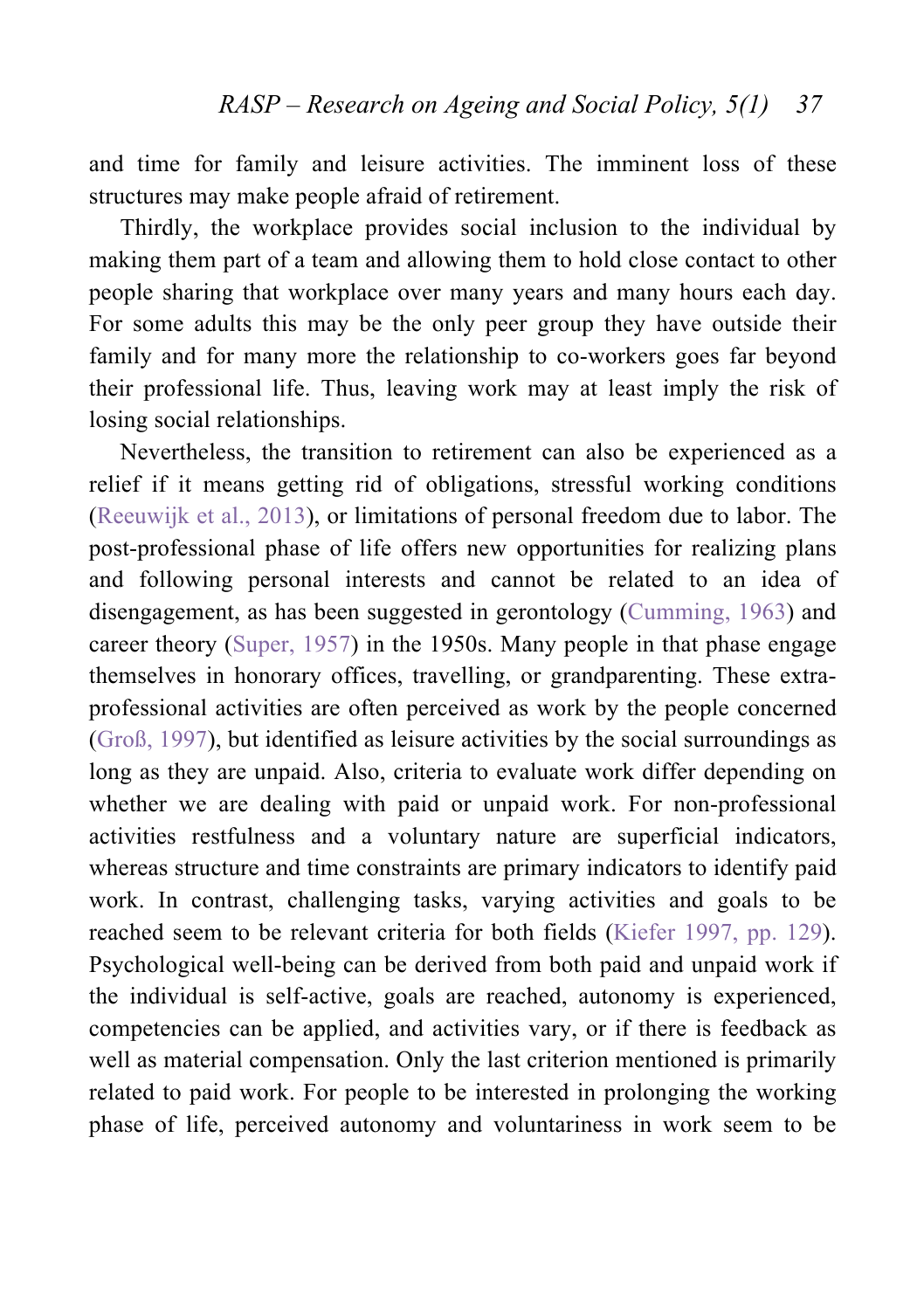and time for family and leisure activities. The imminent loss of these structures may make people afraid of retirement.

Thirdly, the workplace provides social inclusion to the individual by making them part of a team and allowing them to hold close contact to other people sharing that workplace over many years and many hours each day. For some adults this may be the only peer group they have outside their family and for many more the relationship to co-workers goes far beyond their professional life. Thus, leaving work may at least imply the risk of losing social relationships.

Nevertheless, the transition to retirement can also be experienced as a relief if it means getting rid of obligations, stressful working conditions (Reeuwijk et al., 2013), or limitations of personal freedom due to labor. The post-professional phase of life offers new opportunities for realizing plans and following personal interests and cannot be related to an idea of disengagement, as has been suggested in gerontology (Cumming, 1963) and career theory (Super, 1957) in the 1950s. Many people in that phase engage themselves in honorary offices, travelling, or grandparenting. These extra-professional activities are often perceived as work by the people concerned (Groß, 1997), but identified as leisure activities by the social surroundings as long as they are unpaid. Also, criteria to evaluate work differ depending on whether we are dealing with paid or unpaid work. For non-professional activities restfulness and a voluntary nature are superficial indicators, whereas structure and time constraints are primary indicators to identify paid work. In contrast, challenging tasks, varying activities and goals to be reached seem to be relevant criteria for both fields (Kiefer 1997, pp. 129). Psychological well-being can be derived from both paid and unpaid work if the individual is self-active, goals are reached, autonomy is experienced, competencies can be applied, and activities vary, or if there is feedback as well as material compensation. Only the last criterion mentioned is primarily related to paid work. For people to be interested in prolonging the working phase of life, perceived autonomy and voluntariness in work seem to be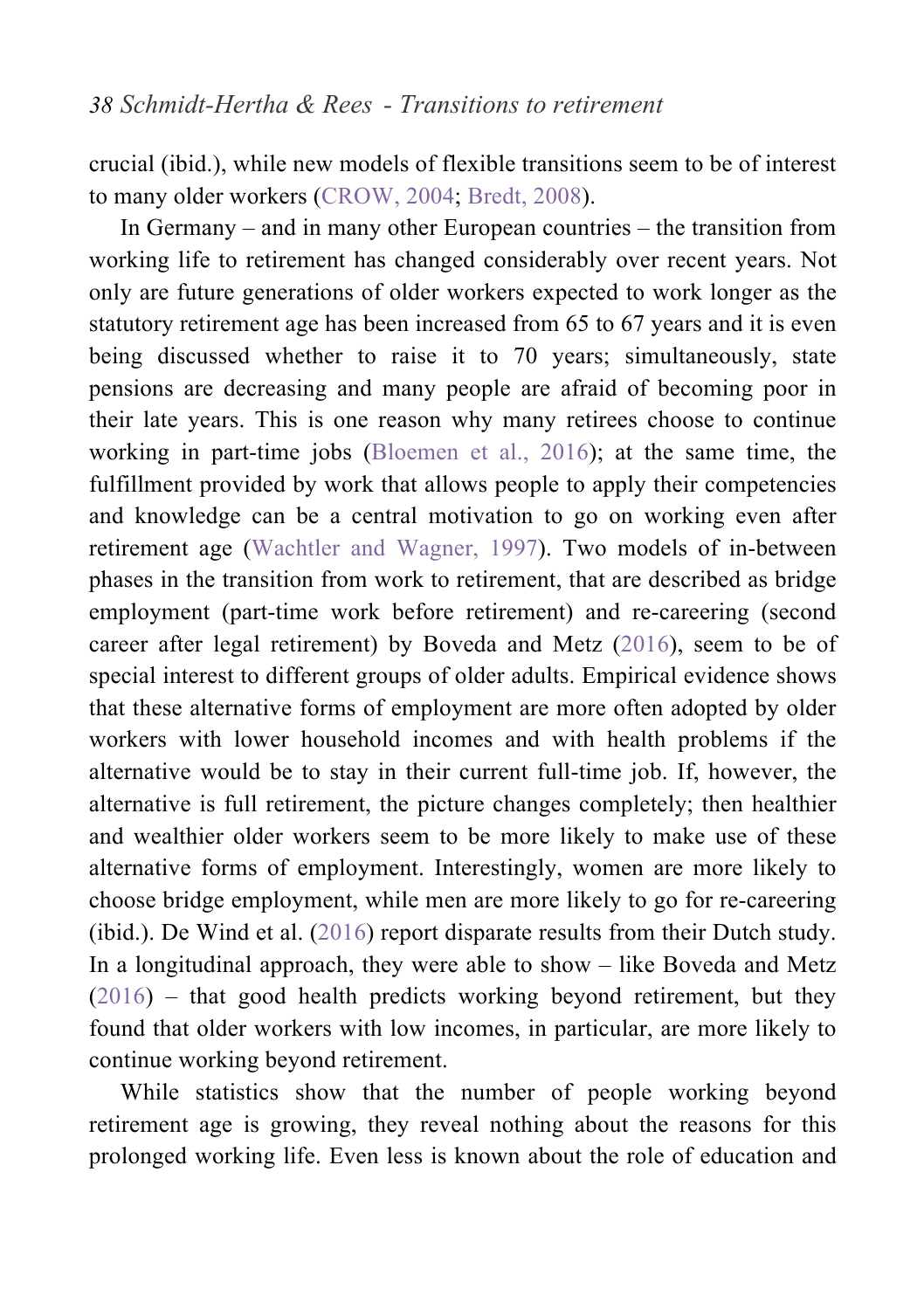crucial (ibid.), while new models of flexible transitions seem to be of interest to many older workers (CROW, 2004; Bredt, 2008).

In Germany – and in many other European countries – the transition from working life to retirement has changed considerably over recent years. Not only are future generations of older workers expected to work longer as the statutory retirement age has been increased from 65 to 67 years and it is even being discussed whether to raise it to 70 years; simultaneously, state pensions are decreasing and many people are afraid of becoming poor in their late years. This is one reason why many retirees choose to continue working in part-time jobs (Bloemen et al., 2016); at the same time, the fulfillment provided by work that allows people to apply their competencies and knowledge can be a central motivation to go on working even after retirement age (Wachtler and Wagner, 1997). Two models of in-between phases in the transition from work to retirement, that are described as bridge employment (part-time work before retirement) and re-careering (second career after legal retirement) by Boveda and Metz (2016), seem to be of special interest to different groups of older adults. Empirical evidence shows that these alternative forms of employment are more often adopted by older workers with lower household incomes and with health problems if the alternative would be to stay in their current full-time job. If, however, the alternative is full retirement, the picture changes completely; then healthier and wealthier older workers seem to be more likely to make use of these alternative forms of employment. Interestingly, women are more likely to choose bridge employment, while men are more likely to go for re-careering (ibid.). De Wind et al. (2016) report disparate results from their Dutch study. In a longitudinal approach, they were able to show – like Boveda and Metz (2016) – that good health predicts working beyond retirement, but they found that older workers with low incomes, in particular, are more likely to continue working beyond retirement.

While statistics show that the number of people working beyond retirement age is growing, they reveal nothing about the reasons for this prolonged working life. Even less is known about the role of education and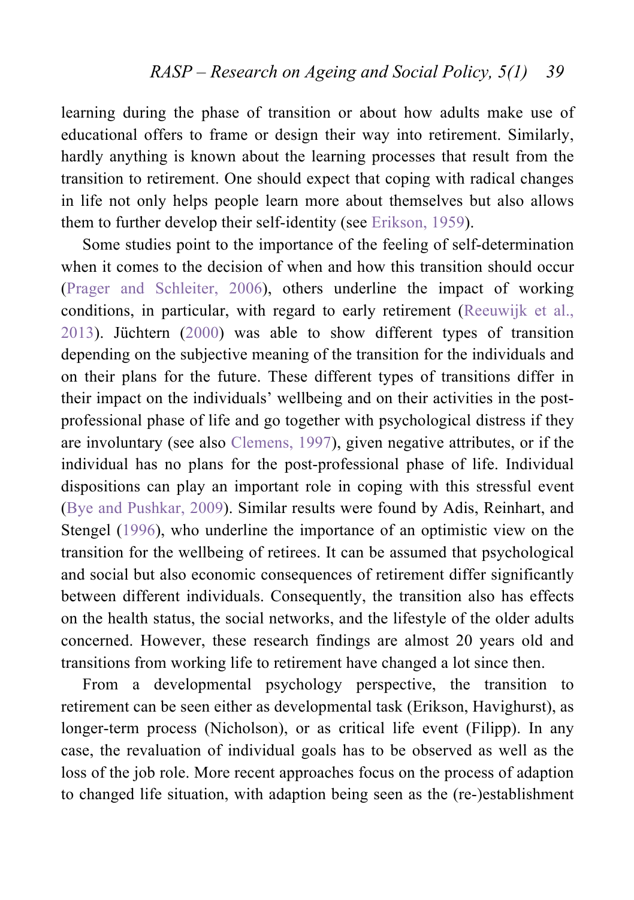learning during the phase of transition or about how adults make use of educational offers to frame or design their way into retirement. Similarly, hardly anything is known about the learning processes that result from the transition to retirement. One should expect that coping with radical changes in life not only helps people learn more about themselves but also allows them to further develop their self-identity (see Erikson, 1959).

Some studies point to the importance of the feeling of self-determination when it comes to the decision of when and how this transition should occur (Prager and Schleiter, 2006), others underline the impact of working conditions, in particular, with regard to early retirement (Reeuwijk et al., 2013). Jüchtern (2000) was able to show different types of transition depending on the subjective meaning of the transition for the individuals and on their plans for the future. These different types of transitions differ in their impact on the individuals' wellbeing and on their activities in the post-professional phase of life and go together with psychological distress if they are involuntary (see also Clemens, 1997), given negative attributes, or if the individual has no plans for the post-professional phase of life. Individual dispositions can play an important role in coping with this stressful event (Bye and Pushkar, 2009). Similar results were found by Adis, Reinhart, and Stengel (1996), who underline the importance of an optimistic view on the transition for the wellbeing of retirees. It can be assumed that psychological and social but also economic consequences of retirement differ significantly between different individuals. Consequently, the transition also has effects on the health status, the social networks, and the lifestyle of the older adults concerned. However, these research findings are almost 20 years old and transitions from working life to retirement have changed a lot since then.

From a developmental psychology perspective, the transition to retirement can be seen either as developmental task (Erikson, Havighurst), as longer-term process (Nicholson), or as critical life event (Filipp). In any case, the revaluation of individual goals has to be observed as well as the loss of the job role. More recent approaches focus on the process of adaption to changed life situation, with adaption being seen as the (re-)establishment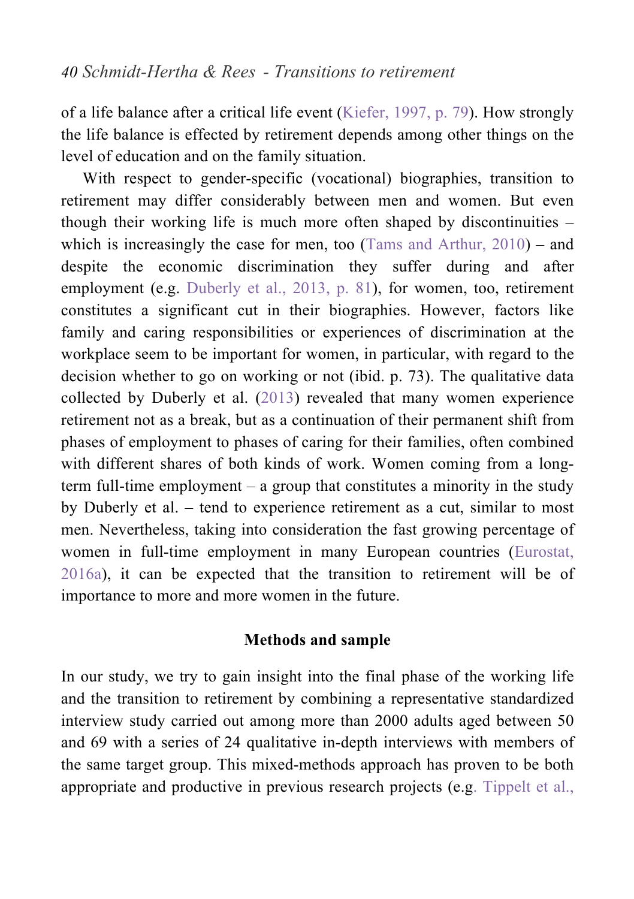of a life balance after a critical life event (Kiefer, 1997, p. 79). How strongly the life balance is effected by retirement depends among other things on the level of education and on the family situation.

With respect to gender-specific (vocational) biographies, transition to retirement may differ considerably between men and women. But even though their working life is much more often shaped by discontinuities – which is increasingly the case for men, too (Tams and Arthur, 2010) – and despite the economic discrimination they suffer during and after employment (e.g. Duberly et al., 2013, p. 81), for women, too, retirement constitutes a significant cut in their biographies. However, factors like family and caring responsibilities or experiences of discrimination at the workplace seem to be important for women, in particular, with regard to the decision whether to go on working or not (ibid. p. 73). The qualitative data collected by Duberly et al. (2013) revealed that many women experience retirement not as a break, but as a continuation of their permanent shift from phases of employment to phases of caring for their families, often combined with different shares of both kinds of work. Women coming from a long-term full-time employment – a group that constitutes a minority in the study by Duberly et al. – tend to experience retirement as a cut, similar to most men. Nevertheless, taking into consideration the fast growing percentage of women in full-time employment in many European countries (Eurostat, 2016a), it can be expected that the transition to retirement will be of importance to more and more women in the future.

## Methods and sample

In our study, we try to gain insight into the final phase of the working life and the transition to retirement by combining a representative standardized interview study carried out among more than 2000 adults aged between 50 and 69 with a series of 24 qualitative in-depth interviews with members of the same target group. This mixed-methods approach has proven to be both appropriate and productive in previous research projects (e.g. Tippelt et al.,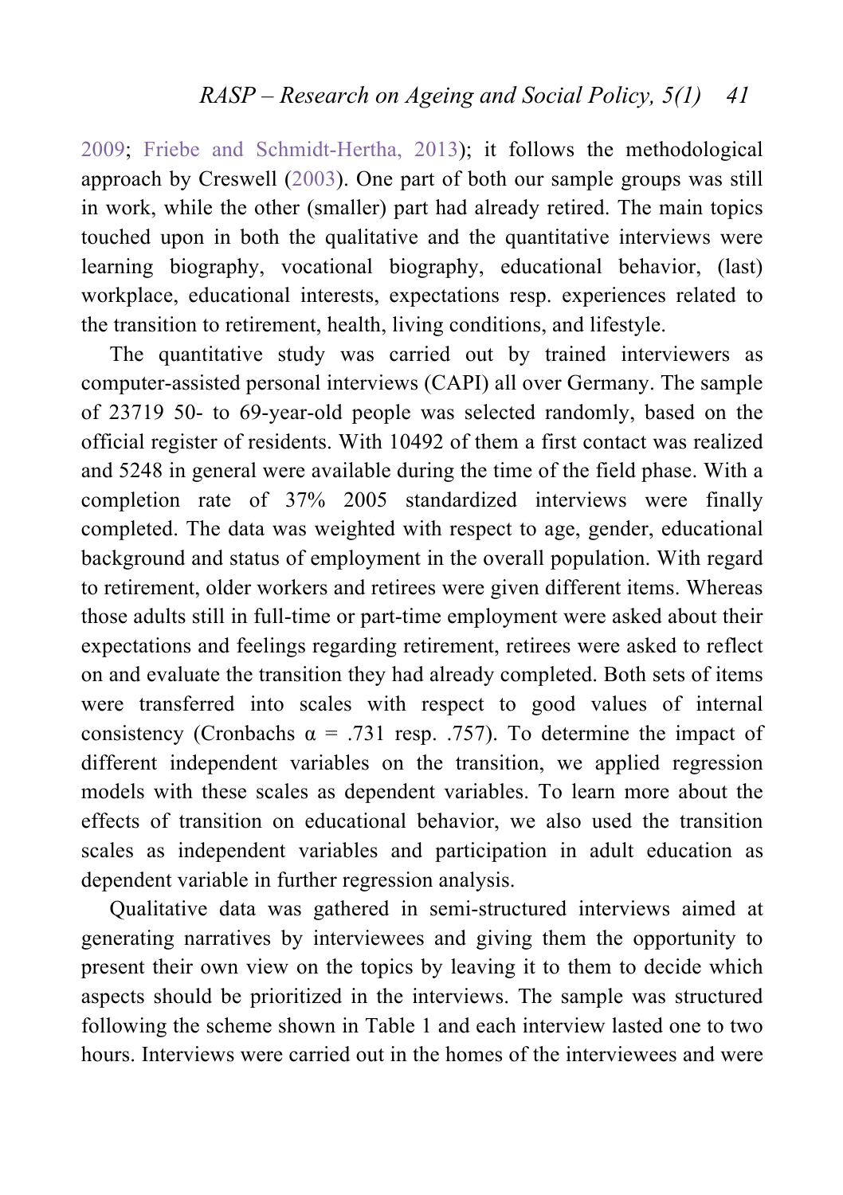2009; Friebe and Schmidt-Hertha, 2013); it follows the methodological approach by Creswell (2003). One part of both our sample groups was still in work, while the other (smaller) part had already retired. The main topics touched upon in both the qualitative and the quantitative interviews were learning biography, vocational biography, educational behavior, (last) workplace, educational interests, expectations resp. experiences related to the transition to retirement, health, living conditions, and lifestyle.

The quantitative study was carried out by trained interviewers as computer-assisted personal interviews (CAPI) all over Germany. The sample of 23719 50- to 69-year-old people was selected randomly, based on the official register of residents. With 10492 of them a first contact was realized and 5248 in general were available during the time of the field phase. With a completion rate of 37% 2005 standardized interviews were finally completed. The data was weighted with respect to age, gender, educational background and status of employment in the overall population. With regard to retirement, older workers and retirees were given different items. Whereas those adults still in full-time or part-time employment were asked about their expectations and feelings regarding retirement, retirees were asked to reflect on and evaluate the transition they had already completed. Both sets of items were transferred into scales with respect to good values of internal consistency (Cronbachs $\alpha$ = .731 resp. .757). To determine the impact of different independent variables on the transition, we applied regression models with these scales as dependent variables. To learn more about the effects of transition on educational behavior, we also used the transition scales as independent variables and participation in adult education as dependent variable in further regression analysis.

Qualitative data was gathered in semi-structured interviews aimed at generating narratives by interviewees and giving them the opportunity to present their own view on the topics by leaving it to them to decide which aspects should be prioritized in the interviews. The sample was structured following the scheme shown in Table 1 and each interview lasted one to two hours. Interviews were carried out in the homes of the interviewees and were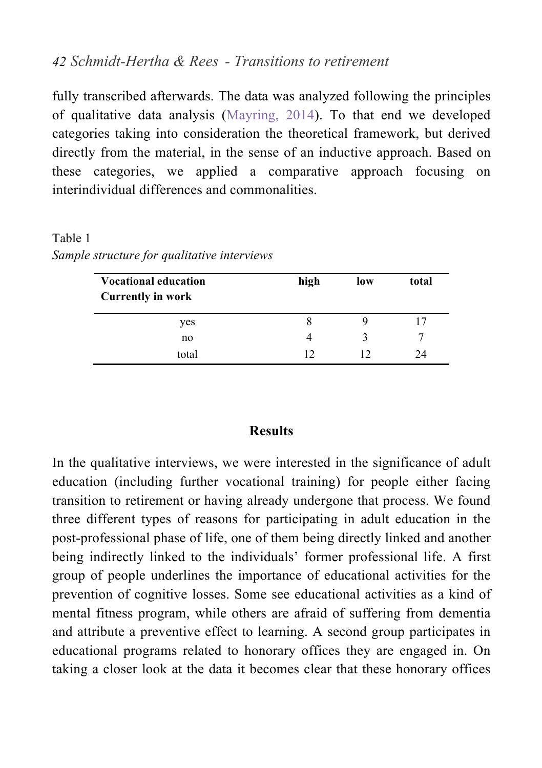fully transcribed afterwards. The data was analyzed following the principles of qualitative data analysis (Mayring, 2014). To that end we developed categories taking into consideration the theoretical framework, but derived directly from the material, in the sense of an inductive approach. Based on these categories, we applied a comparative approach focusing on interindividual differences and commonalities.

Table 1
*Sample structure for qualitative interviews*

| **Vocational education** / **Currently in work** | **high** | **low** | **total** |
|---|---|---|---|
| yes | 8 | 9 | 17 |
| no | 4 | 3 | 7 |
| total | 12 | 12 | 24 |

## Results

In the qualitative interviews, we were interested in the significance of adult education (including further vocational training) for people either facing transition to retirement or having already undergone that process. We found three different types of reasons for participating in adult education in the post-professional phase of life, one of them being directly linked and another being indirectly linked to the individuals' former professional life. A first group of people underlines the importance of educational activities for the prevention of cognitive losses. Some see educational activities as a kind of mental fitness program, while others are afraid of suffering from dementia and attribute a preventive effect to learning. A second group participates in educational programs related to honorary offices they are engaged in. On taking a closer look at the data it becomes clear that these honorary offices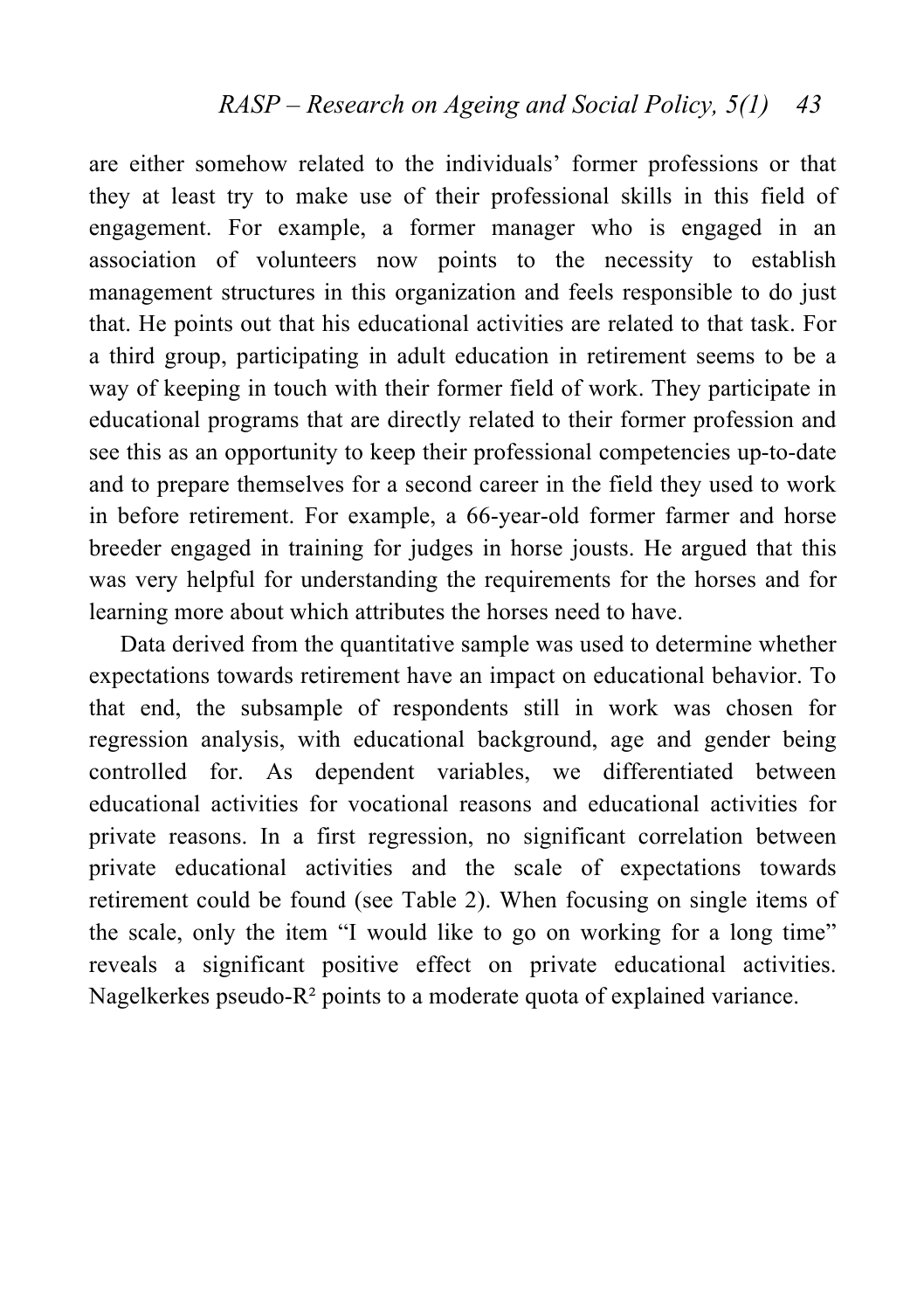are either somehow related to the individuals' former professions or that they at least try to make use of their professional skills in this field of engagement. For example, a former manager who is engaged in an association of volunteers now points to the necessity to establish management structures in this organization and feels responsible to do just that. He points out that his educational activities are related to that task. For a third group, participating in adult education in retirement seems to be a way of keeping in touch with their former field of work. They participate in educational programs that are directly related to their former profession and see this as an opportunity to keep their professional competencies up-to-date and to prepare themselves for a second career in the field they used to work in before retirement. For example, a 66-year-old former farmer and horse breeder engaged in training for judges in horse jousts. He argued that this was very helpful for understanding the requirements for the horses and for learning more about which attributes the horses need to have.

Data derived from the quantitative sample was used to determine whether expectations towards retirement have an impact on educational behavior. To that end, the subsample of respondents still in work was chosen for regression analysis, with educational background, age and gender being controlled for. As dependent variables, we differentiated between educational activities for vocational reasons and educational activities for private reasons. In a first regression, no significant correlation between private educational activities and the scale of expectations towards retirement could be found (see Table 2). When focusing on single items of the scale, only the item "I would like to go on working for a long time" reveals a significant positive effect on private educational activities. Nagelkerkes pseudo-$R^2$ points to a moderate quota of explained variance.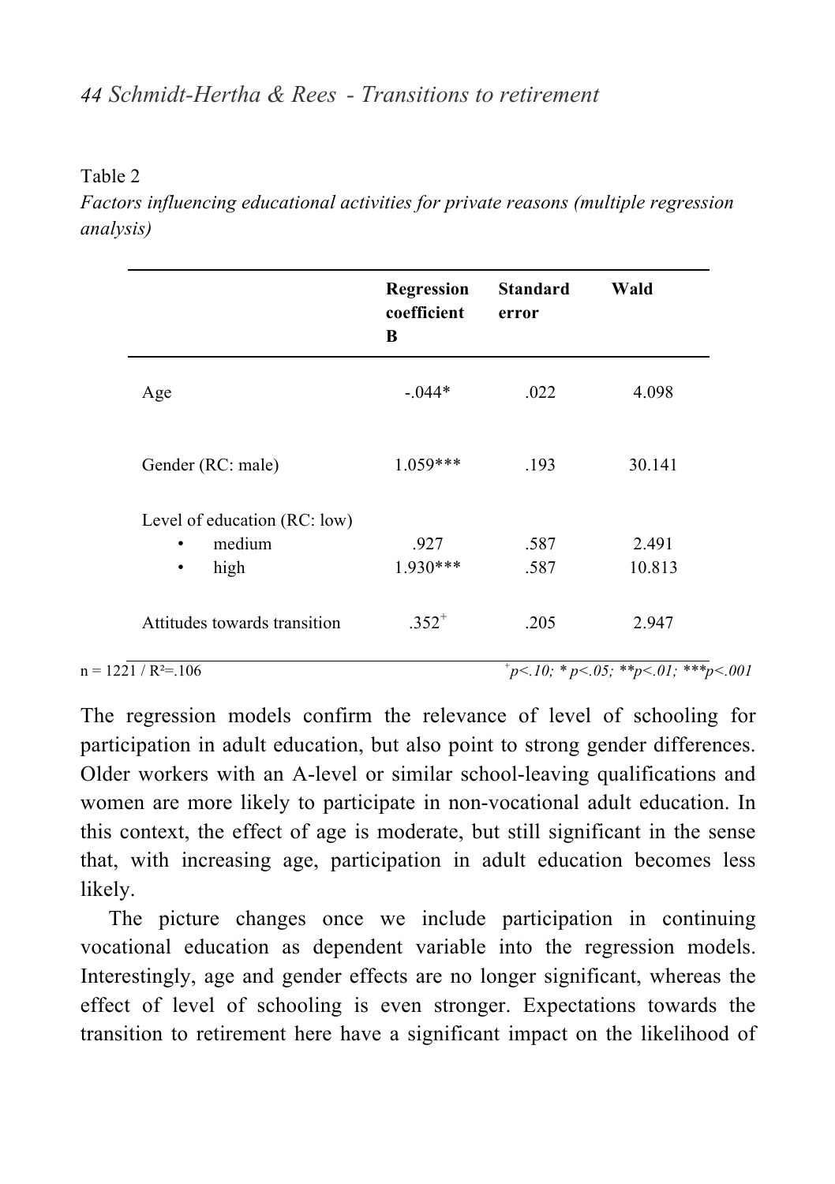Table 2

*Factors influencing educational activities for private reasons (multiple regression analysis)*

| | **Regression coefficient B** | **Standard error** | **Wald** |
|---|---|---|---|
| Age | -.044* | .022 | 4.098 |
| Gender (RC: male) | 1.059*** | .193 | 30.141 |
| Level of education (RC: low) | | | |
| • medium | .927 | .587 | 2.491 |
| • high | 1.930*** | .587 | 10.813 |
| Attitudes towards transition | .352⁺ | .205 | 2.947 |

n = 1221 / $R^2$=.106 ⁺*p<.10; * p<.05; **p<.01; ***p<.001*

The regression models confirm the relevance of level of schooling for participation in adult education, but also point to strong gender differences. Older workers with an A-level or similar school-leaving qualifications and women are more likely to participate in non-vocational adult education. In this context, the effect of age is moderate, but still significant in the sense that, with increasing age, participation in adult education becomes less likely.

The picture changes once we include participation in continuing vocational education as dependent variable into the regression models. Interestingly, age and gender effects are no longer significant, whereas the effect of level of schooling is even stronger. Expectations towards the transition to retirement here have a significant impact on the likelihood of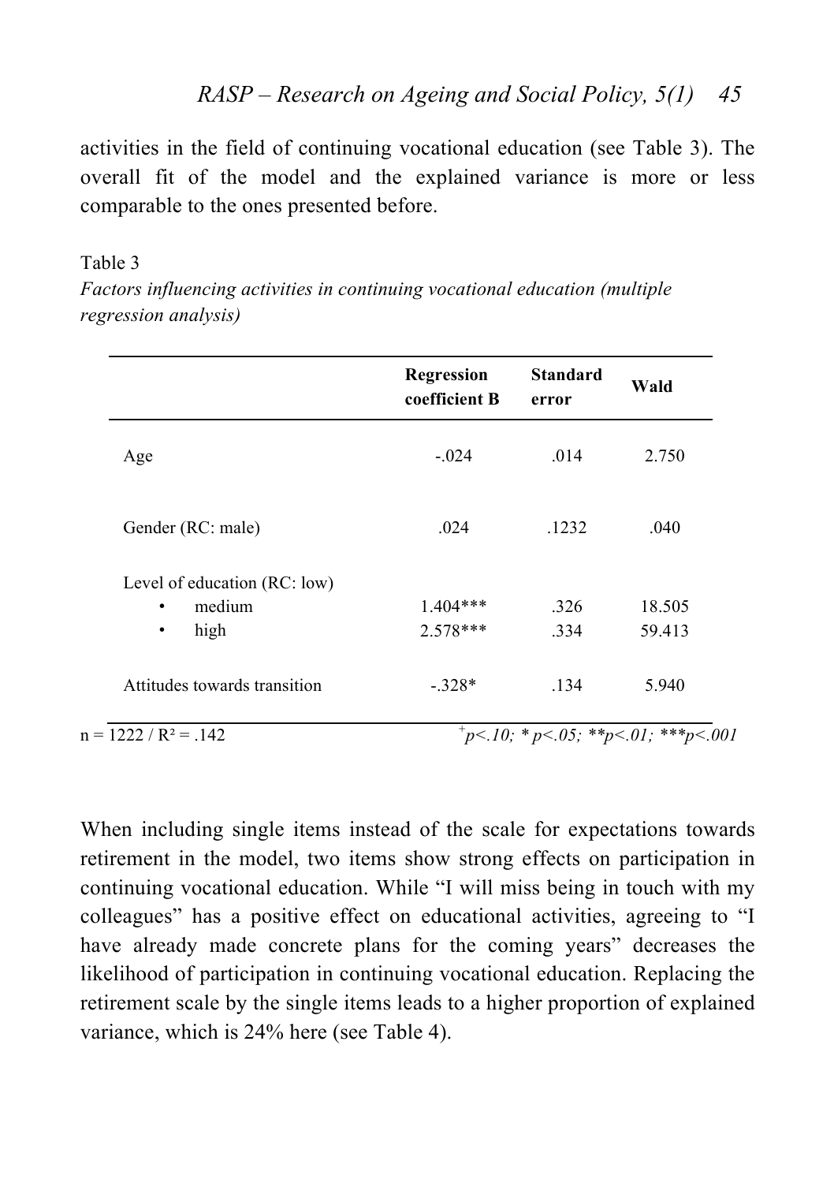activities in the field of continuing vocational education (see Table 3). The overall fit of the model and the explained variance is more or less comparable to the ones presented before.

Table 3

*Factors influencing activities in continuing vocational education (multiple regression analysis)*

| | Regression coefficient B | Standard error | Wald |
|---|---|---|---|
| Age | -.024 | .014 | 2.750 |
| Gender (RC: male) | .024 | .1232 | .040 |
| Level of education (RC: low) | | | |
| • medium | 1.404*** | .326 | 18.505 |
| • high | 2.578*** | .334 | 59.413 |
| Attitudes towards transition | -.328* | .134 | 5.940 |

n = 1222 / $R^2$ = .142 $^{+}$*p<.10; * p<.05; **p<.01; ***p<.001*

When including single items instead of the scale for expectations towards retirement in the model, two items show strong effects on participation in continuing vocational education. While “I will miss being in touch with my colleagues” has a positive effect on educational activities, agreeing to “I have already made concrete plans for the coming years” decreases the likelihood of participation in continuing vocational education. Replacing the retirement scale by the single items leads to a higher proportion of explained variance, which is 24% here (see Table 4).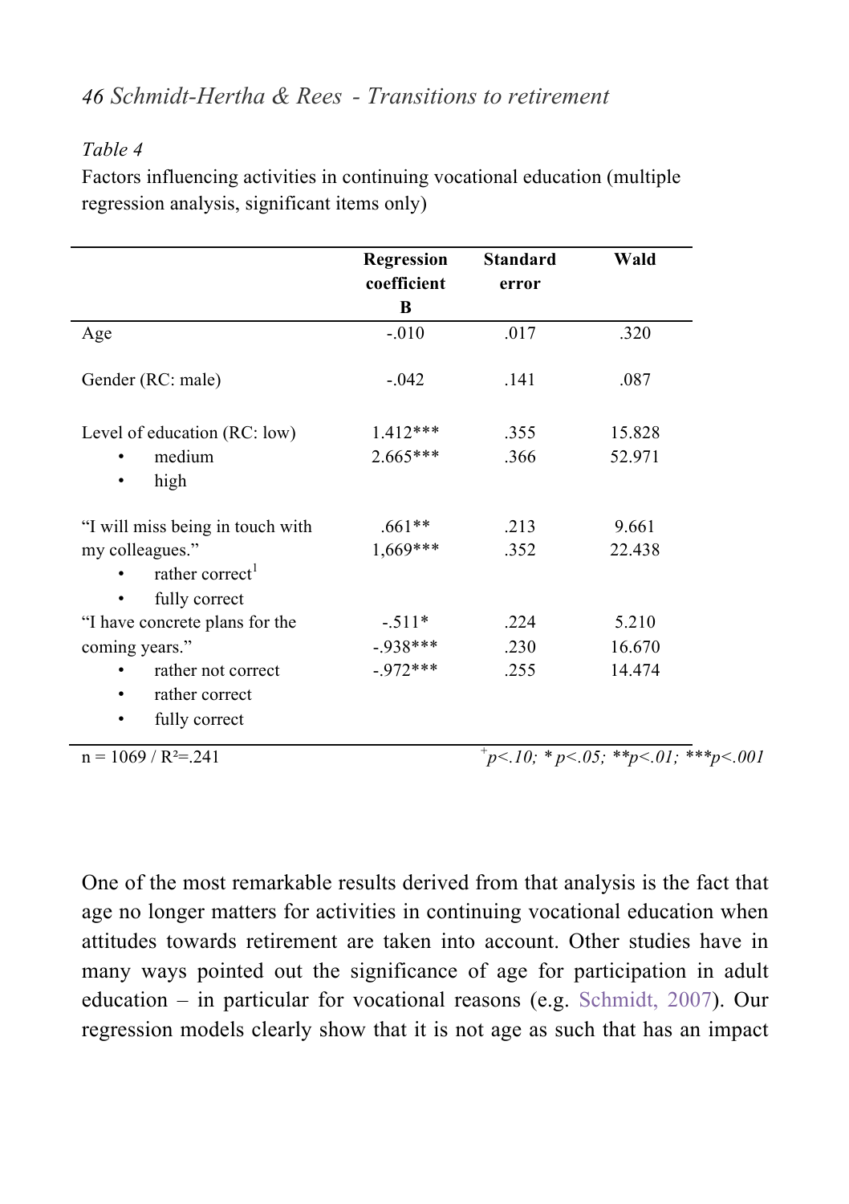*Table 4*

Factors influencing activities in continuing vocational education (multiple regression analysis, significant items only)

| | Regression coefficient B | Standard error | Wald |
|---|---|---|---|
| Age | -.010 | .017 | .320 |
| Gender (RC: male) | -.042 | .141 | .087 |
| Level of education (RC: low) | | | |
| • medium | 1.412*** | .355 | 15.828 |
| • high | 2.665*** | .366 | 52.971 |
| "I will miss being in touch with my colleagues." | | | |
| • rather correct[1] | .661** | .213 | 9.661 |
| • fully correct | 1,669*** | .352 | 22.438 |
| "I have concrete plans for the coming years." | | | |
| • rather not correct | -.511* | .224 | 5.210 |
| • rather correct | -.938*** | .230 | 16.670 |
| • fully correct | -.972*** | .255 | 14.474 |

n = 1069 / $R^2$=.241 *$^{+}p<.10$; * $p<.05$; ** $p<.01$; *** $p<.001$*

One of the most remarkable results derived from that analysis is the fact that age no longer matters for activities in continuing vocational education when attitudes towards retirement are taken into account. Other studies have in many ways pointed out the significance of age for participation in adult education – in particular for vocational reasons (e.g. Schmidt, 2007). Our regression models clearly show that it is not age as such that has an impact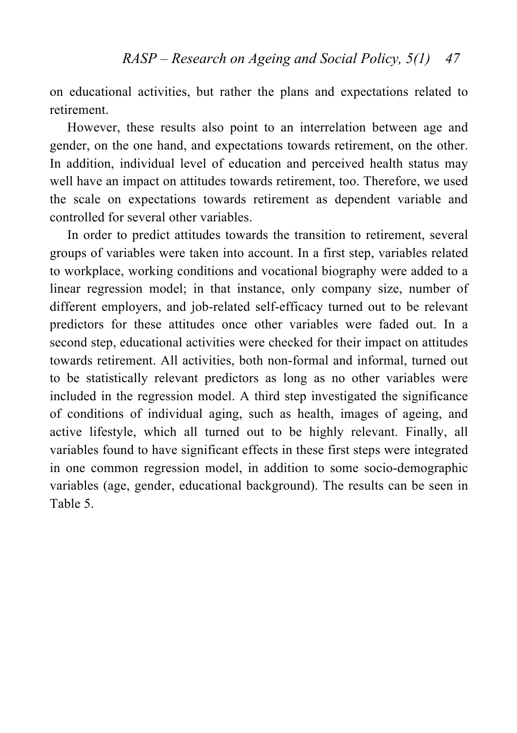on educational activities, but rather the plans and expectations related to retirement.

However, these results also point to an interrelation between age and gender, on the one hand, and expectations towards retirement, on the other. In addition, individual level of education and perceived health status may well have an impact on attitudes towards retirement, too. Therefore, we used the scale on expectations towards retirement as dependent variable and controlled for several other variables.

In order to predict attitudes towards the transition to retirement, several groups of variables were taken into account. In a first step, variables related to workplace, working conditions and vocational biography were added to a linear regression model; in that instance, only company size, number of different employers, and job-related self-efficacy turned out to be relevant predictors for these attitudes once other variables were faded out. In a second step, educational activities were checked for their impact on attitudes towards retirement. All activities, both non-formal and informal, turned out to be statistically relevant predictors as long as no other variables were included in the regression model. A third step investigated the significance of conditions of individual aging, such as health, images of ageing, and active lifestyle, which all turned out to be highly relevant. Finally, all variables found to have significant effects in these first steps were integrated in one common regression model, in addition to some socio-demographic variables (age, gender, educational background). The results can be seen in Table 5.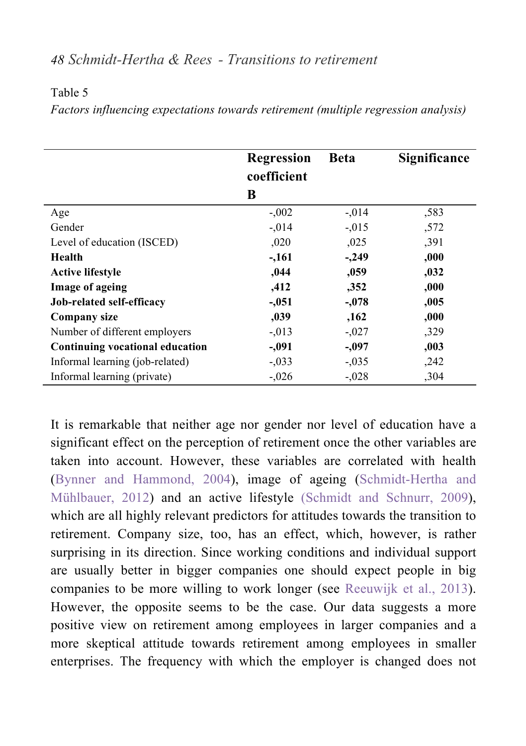Table 5

*Factors influencing expectations towards retirement (multiple regression analysis)*

| | Regression coefficient B | Beta | Significance |
|---|---|---|---|
| Age | -,002 | -,014 | ,583 |
| Gender | -,014 | -,015 | ,572 |
| Level of education (ISCED) | ,020 | ,025 | ,391 |
| **Health** | **-,161** | **-,249** | **,000** |
| **Active lifestyle** | **,044** | **,059** | **,032** |
| **Image of ageing** | **,412** | **,352** | **,000** |
| **Job-related self-efficacy** | **-,051** | **-,078** | **,005** |
| **Company size** | **,039** | **,162** | **,000** |
| Number of different employers | -,013 | -,027 | ,329 |
| **Continuing vocational education** | **-,091** | **-,097** | **,003** |
| Informal learning (job-related) | -,033 | -,035 | ,242 |
| Informal learning (private) | -,026 | -,028 | ,304 |

It is remarkable that neither age nor gender nor level of education have a significant effect on the perception of retirement once the other variables are taken into account. However, these variables are correlated with health (Bynner and Hammond, 2004), image of ageing (Schmidt-Hertha and Mühlbauer, 2012) and an active lifestyle (Schmidt and Schnurr, 2009), which are all highly relevant predictors for attitudes towards the transition to retirement. Company size, too, has an effect, which, however, is rather surprising in its direction. Since working conditions and individual support are usually better in bigger companies one should expect people in big companies to be more willing to work longer (see Reeuwijk et al., 2013). However, the opposite seems to be the case. Our data suggests a more positive view on retirement among employees in larger companies and a more skeptical attitude towards retirement among employees in smaller enterprises. The frequency with which the employer is changed does not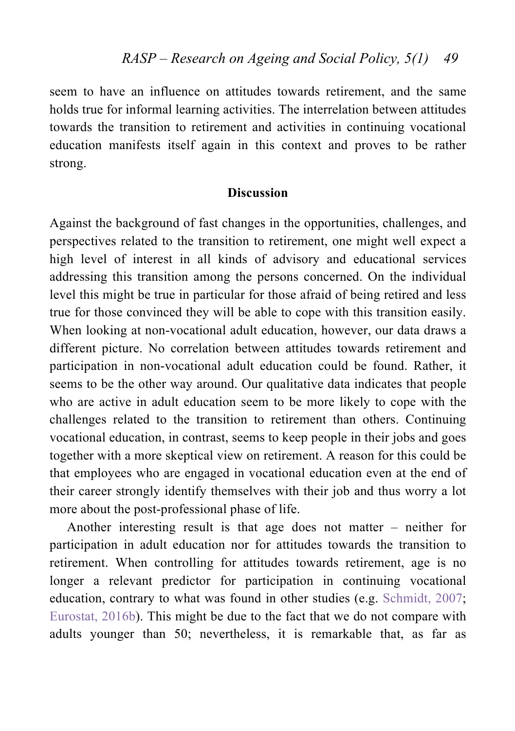seem to have an influence on attitudes towards retirement, and the same holds true for informal learning activities. The interrelation between attitudes towards the transition to retirement and activities in continuing vocational education manifests itself again in this context and proves to be rather strong.

## Discussion

Against the background of fast changes in the opportunities, challenges, and perspectives related to the transition to retirement, one might well expect a high level of interest in all kinds of advisory and educational services addressing this transition among the persons concerned. On the individual level this might be true in particular for those afraid of being retired and less true for those convinced they will be able to cope with this transition easily. When looking at non-vocational adult education, however, our data draws a different picture. No correlation between attitudes towards retirement and participation in non-vocational adult education could be found. Rather, it seems to be the other way around. Our qualitative data indicates that people who are active in adult education seem to be more likely to cope with the challenges related to the transition to retirement than others. Continuing vocational education, in contrast, seems to keep people in their jobs and goes together with a more skeptical view on retirement. A reason for this could be that employees who are engaged in vocational education even at the end of their career strongly identify themselves with their job and thus worry a lot more about the post-professional phase of life.

Another interesting result is that age does not matter – neither for participation in adult education nor for attitudes towards the transition to retirement. When controlling for attitudes towards retirement, age is no longer a relevant predictor for participation in continuing vocational education, contrary to what was found in other studies (e.g. Schmidt, 2007; Eurostat, 2016b). This might be due to the fact that we do not compare with adults younger than 50; nevertheless, it is remarkable that, as far as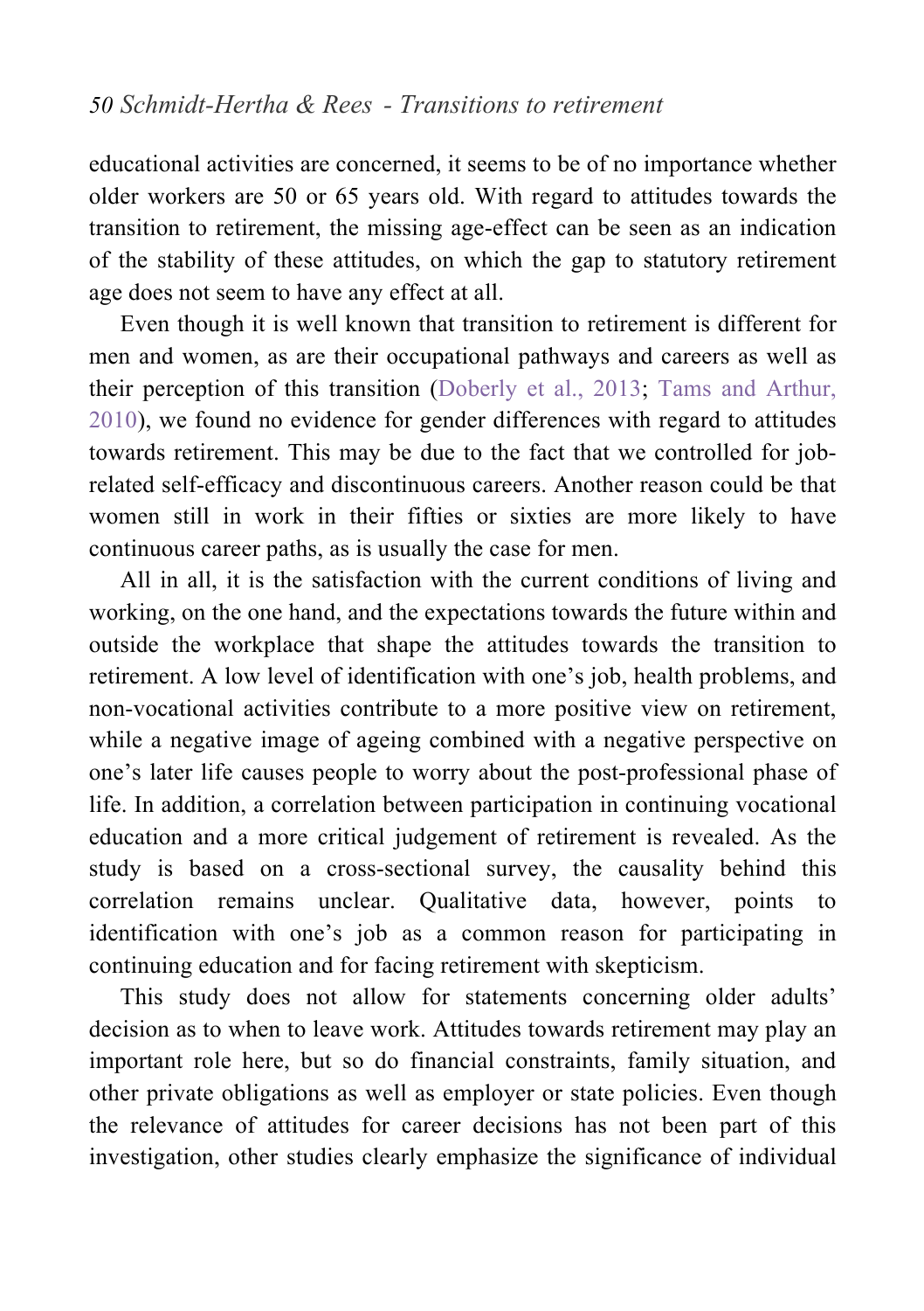educational activities are concerned, it seems to be of no importance whether older workers are 50 or 65 years old. With regard to attitudes towards the transition to retirement, the missing age-effect can be seen as an indication of the stability of these attitudes, on which the gap to statutory retirement age does not seem to have any effect at all.

Even though it is well known that transition to retirement is different for men and women, as are their occupational pathways and careers as well as their perception of this transition (Doberly et al., 2013; Tams and Arthur, 2010), we found no evidence for gender differences with regard to attitudes towards retirement. This may be due to the fact that we controlled for job-related self-efficacy and discontinuous careers. Another reason could be that women still in work in their fifties or sixties are more likely to have continuous career paths, as is usually the case for men.

All in all, it is the satisfaction with the current conditions of living and working, on the one hand, and the expectations towards the future within and outside the workplace that shape the attitudes towards the transition to retirement. A low level of identification with one's job, health problems, and non-vocational activities contribute to a more positive view on retirement, while a negative image of ageing combined with a negative perspective on one's later life causes people to worry about the post-professional phase of life. In addition, a correlation between participation in continuing vocational education and a more critical judgement of retirement is revealed. As the study is based on a cross-sectional survey, the causality behind this correlation remains unclear. Qualitative data, however, points to identification with one's job as a common reason for participating in continuing education and for facing retirement with skepticism.

This study does not allow for statements concerning older adults' decision as to when to leave work. Attitudes towards retirement may play an important role here, but so do financial constraints, family situation, and other private obligations as well as employer or state policies. Even though the relevance of attitudes for career decisions has not been part of this investigation, other studies clearly emphasize the significance of individual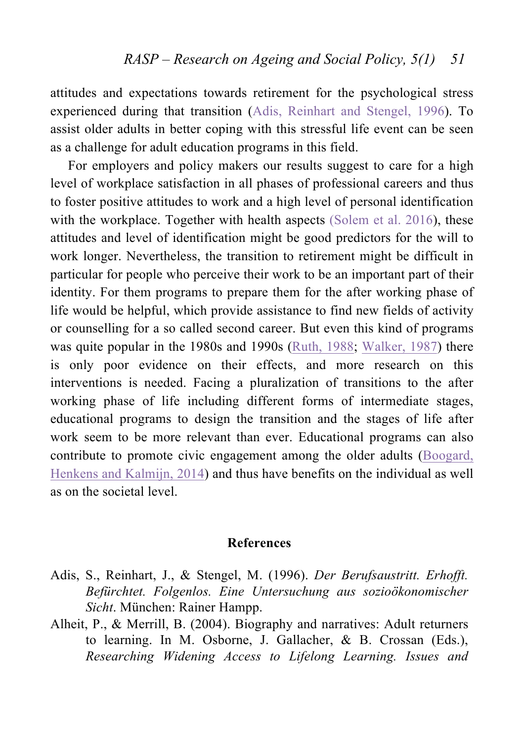attitudes and expectations towards retirement for the psychological stress experienced during that transition (Adis, Reinhart and Stengel, 1996). To assist older adults in better coping with this stressful life event can be seen as a challenge for adult education programs in this field.

For employers and policy makers our results suggest to care for a high level of workplace satisfaction in all phases of professional careers and thus to foster positive attitudes to work and a high level of personal identification with the workplace. Together with health aspects (Solem et al. 2016), these attitudes and level of identification might be good predictors for the will to work longer. Nevertheless, the transition to retirement might be difficult in particular for people who perceive their work to be an important part of their identity. For them programs to prepare them for the after working phase of life would be helpful, which provide assistance to find new fields of activity or counselling for a so called second career. But even this kind of programs was quite popular in the 1980s and 1990s (Ruth, 1988; Walker, 1987) there is only poor evidence on their effects, and more research on this interventions is needed. Facing a pluralization of transitions to the after working phase of life including different forms of intermediate stages, educational programs to design the transition and the stages of life after work seem to be more relevant than ever. Educational programs can also contribute to promote civic engagement among the older adults (Boogard, Henkens and Kalmijn, 2014) and thus have benefits on the individual as well as on the societal level.

## References

Adis, S., Reinhart, J., & Stengel, M. (1996). *Der Berufsaustritt. Erhofft. Befürchtet. Folgenlos. Eine Untersuchung aus sozioökonomischer Sicht*. München: Rainer Hampp.

Alheit, P., & Merrill, B. (2004). Biography and narratives: Adult returners to learning. In M. Osborne, J. Gallacher, & B. Crossan (Eds.), *Researching Widening Access to Lifelong Learning. Issues and*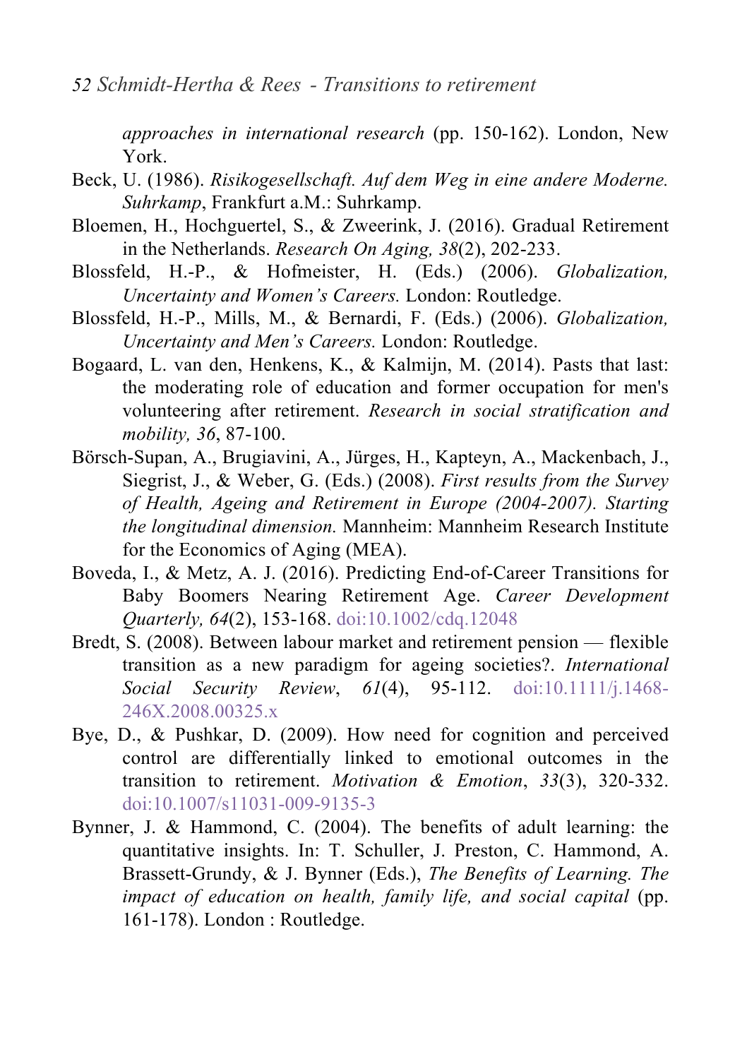*approaches in international research* (pp. 150-162). London, New York.

Beck, U. (1986). *Risikogesellschaft. Auf dem Weg in eine andere Moderne. Suhrkamp*, Frankfurt a.M.: Suhrkamp.

Bloemen, H., Hochguertel, S., & Zweerink, J. (2016). Gradual Retirement in the Netherlands. *Research On Aging, 38*(2), 202-233.

Blossfeld, H.-P., & Hofmeister, H. (Eds.) (2006). *Globalization, Uncertainty and Women's Careers.* London: Routledge.

Blossfeld, H.-P., Mills, M., & Bernardi, F. (Eds.) (2006). *Globalization, Uncertainty and Men's Careers.* London: Routledge.

Bogaard, L. van den, Henkens, K., & Kalmijn, M. (2014). Pasts that last: the moderating role of education and former occupation for men's volunteering after retirement. *Research in social stratification and mobility, 36*, 87-100.

Börsch-Supan, A., Brugiavini, A., Jürges, H., Kapteyn, A., Mackenbach, J., Siegrist, J., & Weber, G. (Eds.) (2008). *First results from the Survey of Health, Ageing and Retirement in Europe (2004-2007). Starting the longitudinal dimension.* Mannheim: Mannheim Research Institute for the Economics of Aging (MEA).

Boveda, I., & Metz, A. J. (2016). Predicting End-of-Career Transitions for Baby Boomers Nearing Retirement Age. *Career Development Quarterly, 64*(2), 153-168. doi:10.1002/cdq.12048

Bredt, S. (2008). Between labour market and retirement pension — flexible transition as a new paradigm for ageing societies?. *International Social Security Review*, *61*(4), 95-112. doi:10.1111/j.1468-246X.2008.00325.x

Bye, D., & Pushkar, D. (2009). How need for cognition and perceived control are differentially linked to emotional outcomes in the transition to retirement. *Motivation & Emotion*, *33*(3), 320-332. doi:10.1007/s11031-009-9135-3

Bynner, J. & Hammond, C. (2004). The benefits of adult learning: the quantitative insights. In: T. Schuller, J. Preston, C. Hammond, A. Brassett-Grundy, & J. Bynner (Eds.), *The Benefits of Learning. The impact of education on health, family life, and social capital* (pp. 161-178). London : Routledge.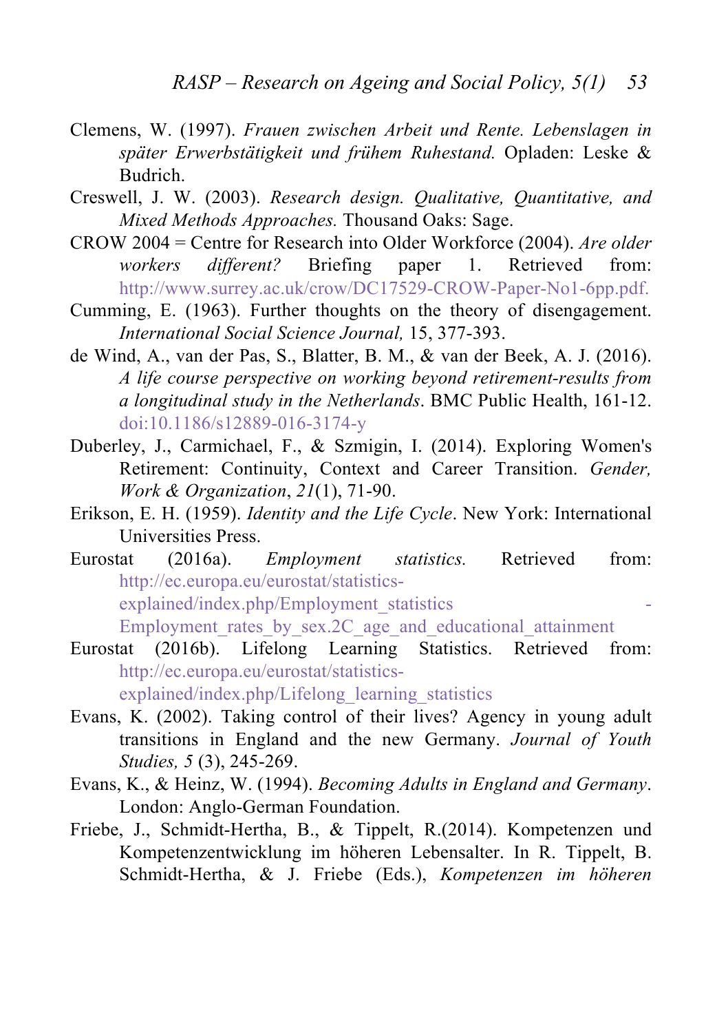Clemens, W. (1997). *Frauen zwischen Arbeit und Rente. Lebenslagen in später Erwerbstätigkeit und frühem Ruhestand.* Opladen: Leske & Budrich.

Creswell, J. W. (2003). *Research design. Qualitative, Quantitative, and Mixed Methods Approaches.* Thousand Oaks: Sage.

CROW 2004 = Centre for Research into Older Workforce (2004). *Are older workers different?* Briefing paper 1. Retrieved from: http://www.surrey.ac.uk/crow/DC17529-CROW-Paper-No1-6pp.pdf.

Cumming, E. (1963). Further thoughts on the theory of disengagement. *International Social Science Journal,* 15, 377-393.

de Wind, A., van der Pas, S., Blatter, B. M., & van der Beek, A. J. (2016). *A life course perspective on working beyond retirement-results from a longitudinal study in the Netherlands*. BMC Public Health, 161-12. doi:10.1186/s12889-016-3174-y

Duberley, J., Carmichael, F., & Szmigin, I. (2014). Exploring Women's Retirement: Continuity, Context and Career Transition. *Gender, Work & Organization*, *21*(1), 71-90.

Erikson, E. H. (1959). *Identity and the Life Cycle*. New York: International Universities Press.

Eurostat (2016a). *Employment statistics.* Retrieved from: http://ec.europa.eu/eurostat/statistics-explained/index.php/Employment_statistics - Employment_rates_by_sex.2C_age_and_educational_attainment

Eurostat (2016b). Lifelong Learning Statistics. Retrieved from: http://ec.europa.eu/eurostat/statistics-explained/index.php/Lifelong_learning_statistics

Evans, K. (2002). Taking control of their lives? Agency in young adult transitions in England and the new Germany. *Journal of Youth Studies, 5* (3), 245-269.

Evans, K., & Heinz, W. (1994). *Becoming Adults in England and Germany*. London: Anglo-German Foundation.

Friebe, J., Schmidt-Hertha, B., & Tippelt, R.(2014). Kompetenzen und Kompetenzentwicklung im höheren Lebensalter. In R. Tippelt, B. Schmidt-Hertha, & J. Friebe (Eds.), *Kompetenzen im höheren*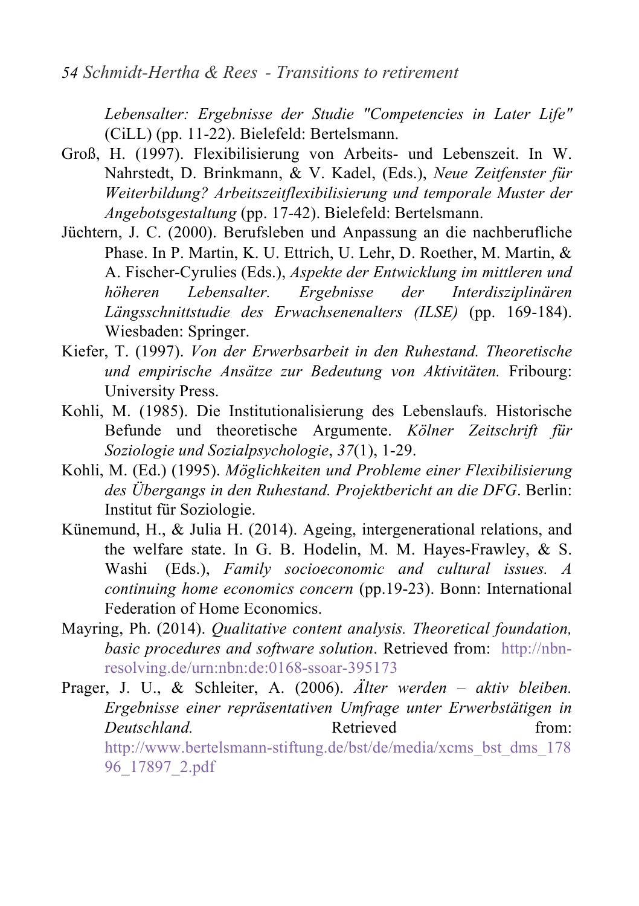*Lebensalter: Ergebnisse der Studie "Competencies in Later Life"* (CiLL) (pp. 11-22). Bielefeld: Bertelsmann.

Groß, H. (1997). Flexibilisierung von Arbeits- und Lebenszeit. In W. Nahrstedt, D. Brinkmann, & V. Kadel, (Eds.), *Neue Zeitfenster für Weiterbildung? Arbeitszeitflexibilisierung und temporale Muster der Angebotsgestaltung* (pp. 17-42). Bielefeld: Bertelsmann.

Jüchtern, J. C. (2000). Berufsleben und Anpassung an die nachberufliche Phase. In P. Martin, K. U. Ettrich, U. Lehr, D. Roether, M. Martin, & A. Fischer-Cyrulies (Eds.), *Aspekte der Entwicklung im mittleren und höheren Lebensalter. Ergebnisse der Interdisziplinären Längsschnittstudie des Erwachsenenalters (ILSE)* (pp. 169-184). Wiesbaden: Springer.

Kiefer, T. (1997). *Von der Erwerbsarbeit in den Ruhestand. Theoretische und empirische Ansätze zur Bedeutung von Aktivitäten.* Fribourg: University Press.

Kohli, M. (1985). Die Institutionalisierung des Lebenslaufs. Historische Befunde und theoretische Argumente. *Kölner Zeitschrift für Soziologie und Sozialpsychologie*, *37*(1), 1-29.

Kohli, M. (Ed.) (1995). *Möglichkeiten und Probleme einer Flexibilisierung des Übergangs in den Ruhestand. Projektbericht an die DFG*. Berlin: Institut für Soziologie.

Künemund, H., & Julia H. (2014). Ageing, intergenerational relations, and the welfare state. In G. B. Hodelin, M. M. Hayes-Frawley, & S. Washi (Eds.), *Family socioeconomic and cultural issues. A continuing home economics concern* (pp.19-23). Bonn: International Federation of Home Economics.

Mayring, Ph. (2014). *Qualitative content analysis. Theoretical foundation, basic procedures and software solution*. Retrieved from: http://nbn-resolving.de/urn:nbn:de:0168-ssoar-395173

Prager, J. U., & Schleiter, A. (2006). *Älter werden – aktiv bleiben. Ergebnisse einer repräsentativen Umfrage unter Erwerbstätigen in Deutschland.* Retrieved from: http://www.bertelsmann-stiftung.de/bst/de/media/xcms_bst_dms_17896_17897_2.pdf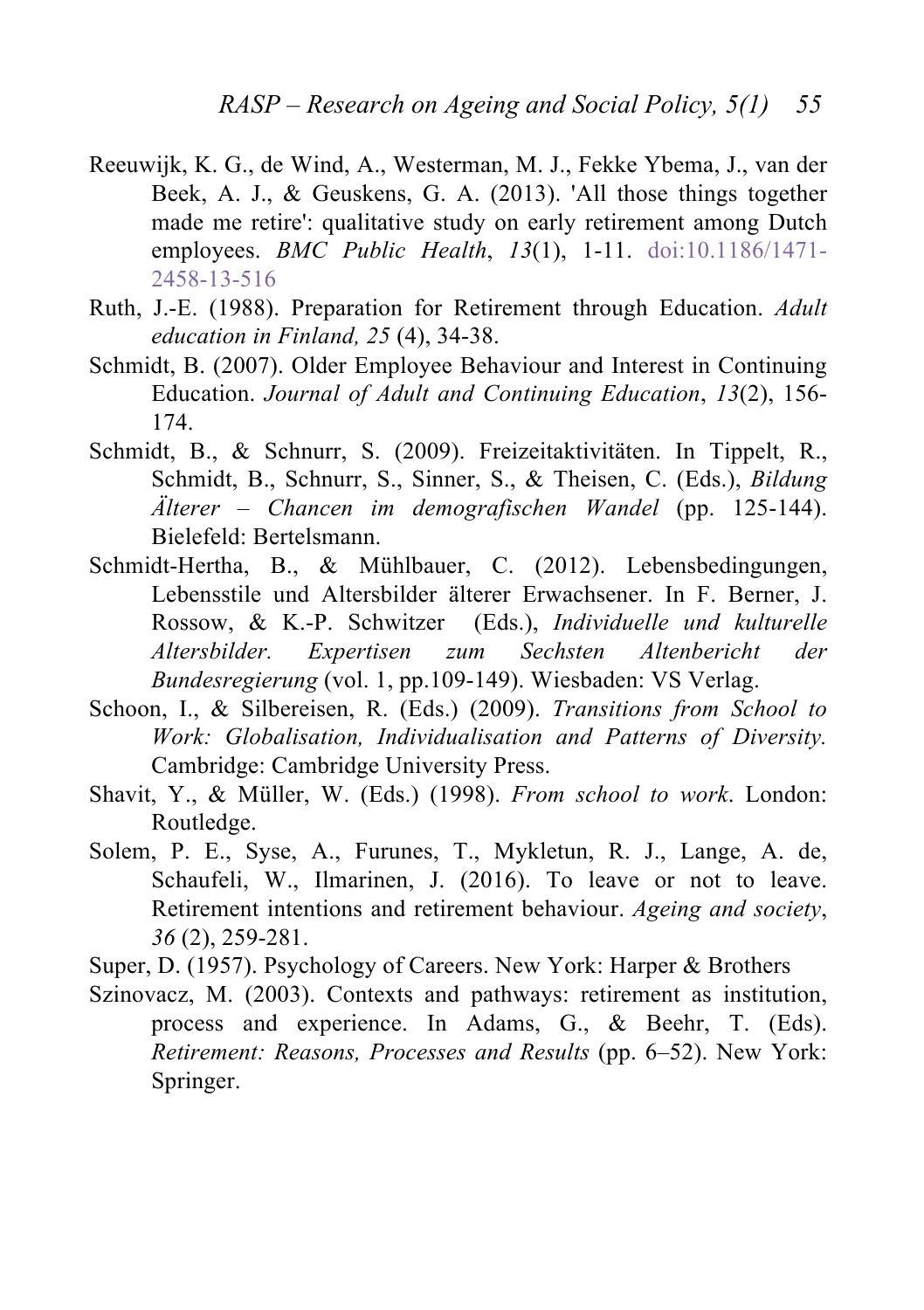Reeuwijk, K. G., de Wind, A., Westerman, M. J., Fekke Ybema, J., van der Beek, A. J., & Geuskens, G. A. (2013). 'All those things together made me retire': qualitative study on early retirement among Dutch employees. *BMC Public Health*, *13*(1), 1-11. doi:10.1186/1471-2458-13-516

Ruth, J.-E. (1988). Preparation for Retirement through Education. *Adult education in Finland, 25* (4), 34-38.

Schmidt, B. (2007). Older Employee Behaviour and Interest in Continuing Education. *Journal of Adult and Continuing Education*, *13*(2), 156-174.

Schmidt, B., & Schnurr, S. (2009). Freizeitaktivitäten. In Tippelt, R., Schmidt, B., Schnurr, S., Sinner, S., & Theisen, C. (Eds.), *Bildung Älterer – Chancen im demografischen Wandel* (pp. 125-144). Bielefeld: Bertelsmann.

Schmidt-Hertha, B., & Mühlbauer, C. (2012). Lebensbedingungen, Lebensstile und Altersbilder älterer Erwachsener. In F. Berner, J. Rossow, & K.-P. Schwitzer (Eds.), *Individuelle und kulturelle Altersbilder. Expertisen zum Sechsten Altenbericht der Bundesregierung* (vol. 1, pp.109-149). Wiesbaden: VS Verlag.

Schoon, I., & Silbereisen, R. (Eds.) (2009). *Transitions from School to Work: Globalisation, Individualisation and Patterns of Diversity.* Cambridge: Cambridge University Press.

Shavit, Y., & Müller, W. (Eds.) (1998). *From school to work*. London: Routledge.

Solem, P. E., Syse, A., Furunes, T., Mykletun, R. J., Lange, A. de, Schaufeli, W., Ilmarinen, J. (2016). To leave or not to leave. Retirement intentions and retirement behaviour. *Ageing and society*, *36* (2), 259-281.

Super, D. (1957). Psychology of Careers. New York: Harper & Brothers

Szinovacz, M. (2003). Contexts and pathways: retirement as institution, process and experience. In Adams, G., & Beehr, T. (Eds). *Retirement: Reasons, Processes and Results* (pp. 6–52). New York: Springer.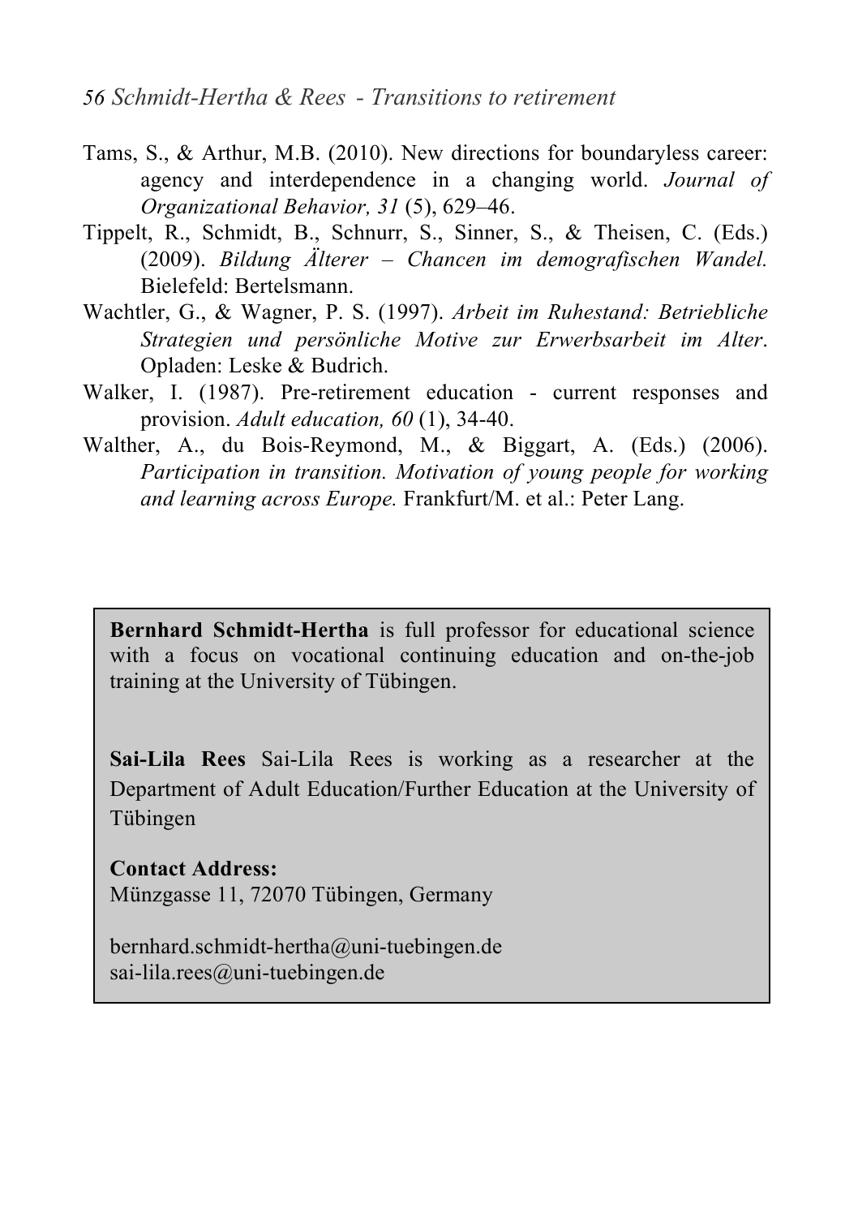Tams, S., & Arthur, M.B. (2010). New directions for boundaryless career: agency and interdependence in a changing world. *Journal of Organizational Behavior, 31* (5), 629–46.

Tippelt, R., Schmidt, B., Schnurr, S., Sinner, S., & Theisen, C. (Eds.) (2009). *Bildung Älterer – Chancen im demografischen Wandel.* Bielefeld: Bertelsmann.

Wachtler, G., & Wagner, P. S. (1997). *Arbeit im Ruhestand: Betriebliche Strategien und persönliche Motive zur Erwerbsarbeit im Alter*. Opladen: Leske & Budrich.

Walker, I. (1987). Pre-retirement education - current responses and provision. *Adult education, 60* (1), 34-40.

Walther, A., du Bois-Reymond, M., & Biggart, A. (Eds.) (2006). *Participation in transition. Motivation of young people for working and learning across Europe.* Frankfurt/M. et al.: Peter Lang.

**Bernhard Schmidt-Hertha** is full professor for educational science with a focus on vocational continuing education and on-the-job training at the University of Tübingen.

**Sai-Lila Rees** Sai-Lila Rees is working as a researcher at the Department of Adult Education/Further Education at the University of Tübingen

**Contact Address:**
Münzgasse 11, 72070 Tübingen, Germany

bernhard.schmidt-hertha@uni-tuebingen.de
sai-lila.rees@uni-tuebingen.de